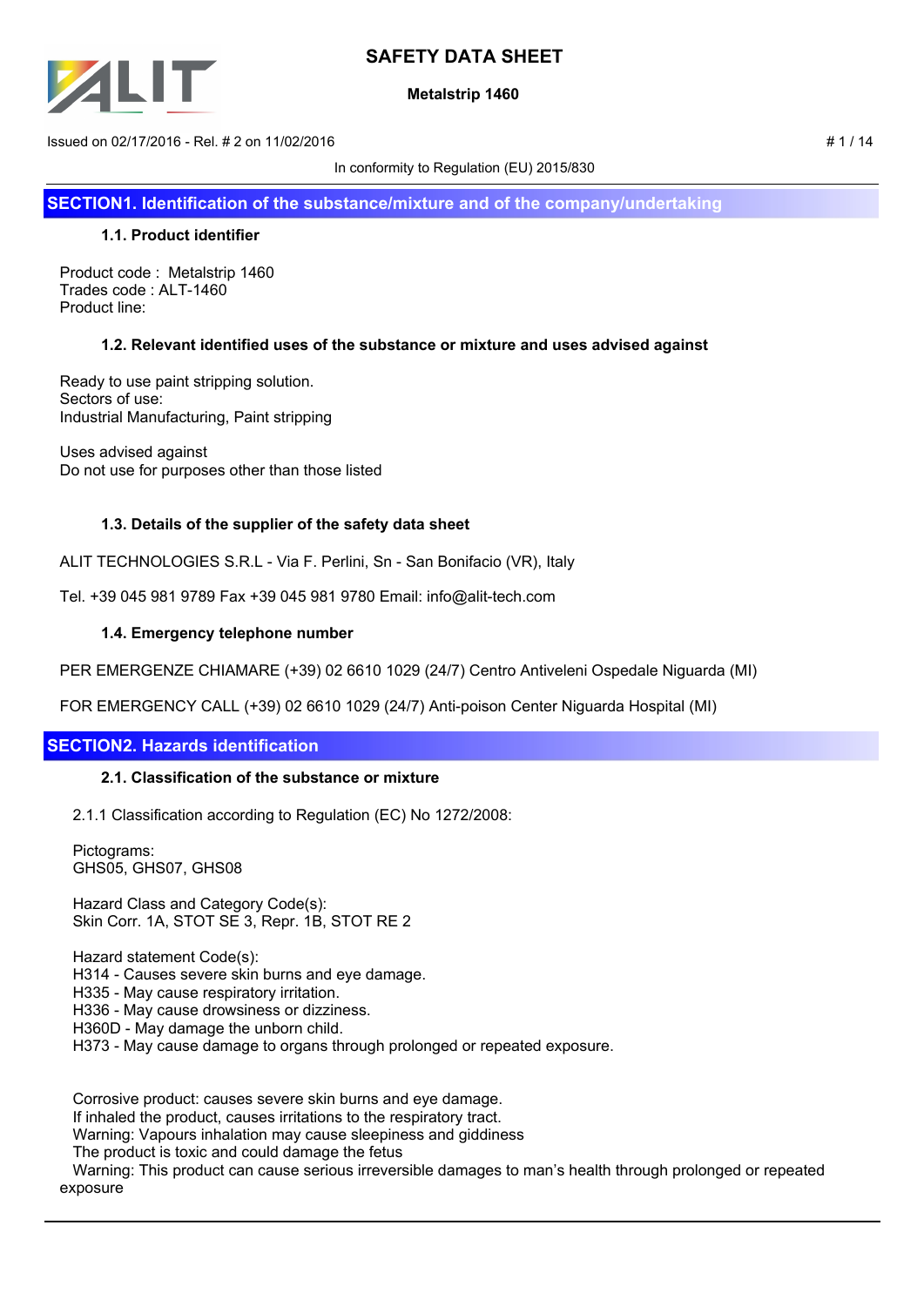# SAFETY DATA SHEET

**Metalstrip 1460**

Issued on 02/17/2016 - Rel. # 2 on 11/02/2016

In conformity to Regulation (EU) 2015/830

## SECTION1. Identification of the substance/mixture and of the company/undertaking

### 1.1. Product identifier

Product code : Metalstrip 1460
Trades code : ALT-1460
Product line:

### 1.2. Relevant identified uses of the substance or mixture and uses advised against

Ready to use paint stripping solution.
Sectors of use:
Industrial Manufacturing, Paint stripping

Uses advised against
Do not use for purposes other than those listed

### 1.3. Details of the supplier of the safety data sheet

ALIT TECHNOLOGIES S.R.L - Via F. Perlini, Sn - San Bonifacio (VR), Italy

Tel. +39 045 981 9789 Fax +39 045 981 9780 Email: info@alit-tech.com

### 1.4. Emergency telephone number

PER EMERGENZE CHIAMARE (+39) 02 6610 1029 (24/7) Centro Antiveleni Ospedale Niguarda (MI)

FOR EMERGENCY CALL (+39) 02 6610 1029 (24/7) Anti-poison Center Niguarda Hospital (MI)

## SECTION2. Hazards identification

### 2.1. Classification of the substance or mixture

2.1.1 Classification according to Regulation (EC) No 1272/2008:

Pictograms:
GHS05, GHS07, GHS08

Hazard Class and Category Code(s):
Skin Corr. 1A, STOT SE 3, Repr. 1B, STOT RE 2

Hazard statement Code(s):
H314 - Causes severe skin burns and eye damage.
H335 - May cause respiratory irritation.
H336 - May cause drowsiness or dizziness.
H360D - May damage the unborn child.
H373 - May cause damage to organs through prolonged or repeated exposure.

Corrosive product: causes severe skin burns and eye damage.
If inhaled the product, causes irritations to the respiratory tract.
Warning: Vapours inhalation may cause sleepiness and giddiness
The product is toxic and could damage the fetus
Warning: This product can cause serious irreversible damages to man's health through prolonged or repeated exposure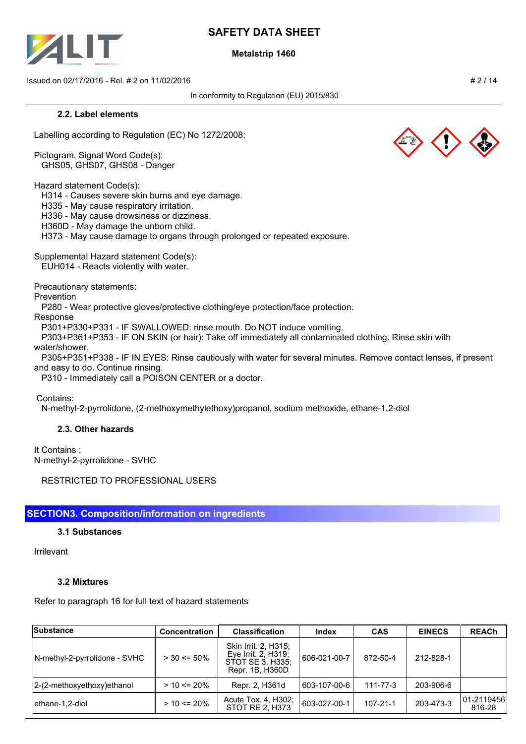### 2.2. Label elements

Labelling according to Regulation (EC) No 1272/2008:

Pictogram, Signal Word Code(s):
GHS05, GHS07, GHS08 - Danger

Hazard statement Code(s):
H314 - Causes severe skin burns and eye damage.
H335 - May cause respiratory irritation.
H336 - May cause drowsiness or dizziness.
H360D - May damage the unborn child.
H373 - May cause damage to organs through prolonged or repeated exposure.

Supplemental Hazard statement Code(s):
EUH014 - Reacts violently with water.

Precautionary statements:
Prevention
P280 - Wear protective gloves/protective clothing/eye protection/face protection.
Response
P301+P330+P331 - IF SWALLOWED: rinse mouth. Do NOT induce vomiting.
P303+P361+P353 - IF ON SKIN (or hair): Take off immediately all contaminated clothing. Rinse skin with water/shower.
P305+P351+P338 - IF IN EYES: Rinse cautiously with water for several minutes. Remove contact lenses, if present and easy to do. Continue rinsing.
P310 - Immediately call a POISON CENTER or a doctor.

Contains:
N-methyl-2-pyrrolidone, (2-methoxymethylethoxy)propanol, sodium methoxide, ethane-1,2-diol

### 2.3. Other hazards

It Contains :
N-methyl-2-pyrrolidone - SVHC

RESTRICTED TO PROFESSIONAL USERS

## SECTION3. Composition/information on ingredients

### 3.1 Substances

Irrilevant

### 3.2 Mixtures

Refer to paragraph 16 for full text of hazard statements

| Substance | Concentration | Classification | Index | CAS | EINECS | REACh |
|---|---|---|---|---|---|---|
| N-methyl-2-pyrrolidone - SVHC | > 30 <= 50% | Skin Irrit. 2, H315; Eye Irrit. 2, H319; STOT SE 3, H335; Repr. 1B, H360D | 606-021-00-7 | 872-50-4 | 212-828-1 | |
| 2-(2-methoxyethoxy)ethanol | > 10 <= 20% | Repr. 2, H361d | 603-107-00-6 | 111-77-3 | 203-906-6 | |
| ethane-1,2-diol | > 10 <= 20% | Acute Tox. 4, H302; STOT RE 2, H373 | 603-027-00-1 | 107-21-1 | 203-473-3 | 01-2119456816-28 |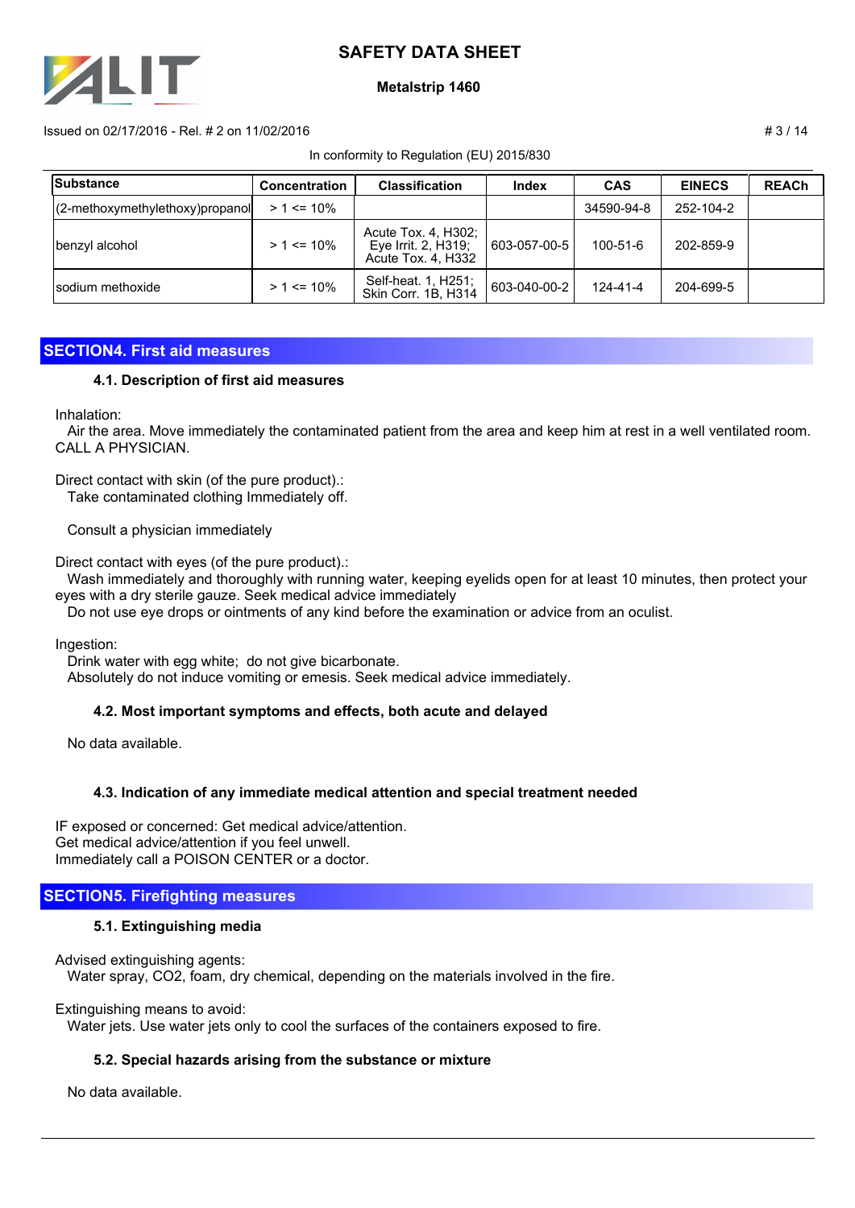| Substance | Concentration | Classification | Index | CAS | EINECS | REACh |
|---|---|---|---|---|---|---|
| (2-methoxymethylethoxy)propanol | > 1 <= 10% | | | 34590-94-8 | 252-104-2 | |
| benzyl alcohol | > 1 <= 10% | Acute Tox. 4, H302; Eye Irrit. 2, H319; Acute Tox. 4, H332 | 603-057-00-5 | 100-51-6 | 202-859-9 | |
| sodium methoxide | > 1 <= 10% | Self-heat. 1, H251; Skin Corr. 1B, H314 | 603-040-00-2 | 124-41-4 | 204-699-5 | |

## SECTION4. First aid measures

### 4.1. Description of first aid measures

Inhalation:
Air the area. Move immediately the contaminated patient from the area and keep him at rest in a well ventilated room. CALL A PHYSICIAN.

Direct contact with skin (of the pure product).:
Take contaminated clothing Immediately off.

Consult a physician immediately

Direct contact with eyes (of the pure product).:
Wash immediately and thoroughly with running water, keeping eyelids open for at least 10 minutes, then protect your eyes with a dry sterile gauze. Seek medical advice immediately
Do not use eye drops or ointments of any kind before the examination or advice from an oculist.

Ingestion:
Drink water with egg white; do not give bicarbonate.
Absolutely do not induce vomiting or emesis. Seek medical advice immediately.

### 4.2. Most important symptoms and effects, both acute and delayed

No data available.

### 4.3. Indication of any immediate medical attention and special treatment needed

IF exposed or concerned: Get medical advice/attention.
Get medical advice/attention if you feel unwell.
Immediately call a POISON CENTER or a doctor.

## SECTION5. Firefighting measures

### 5.1. Extinguishing media

Advised extinguishing agents:
Water spray, CO2, foam, dry chemical, depending on the materials involved in the fire.

Extinguishing means to avoid:
Water jets. Use water jets only to cool the surfaces of the containers exposed to fire.

### 5.2. Special hazards arising from the substance or mixture

No data available.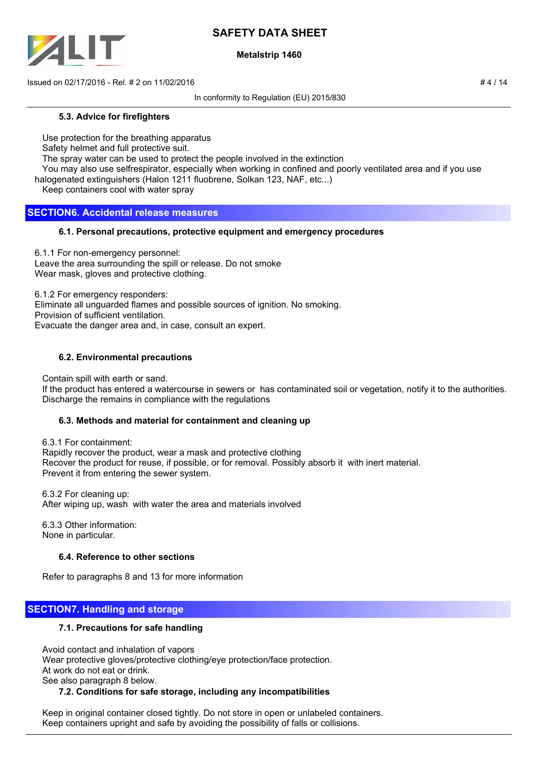### 5.3. Advice for firefighters

Use protection for the breathing apparatus
Safety helmet and full protective suit.
The spray water can be used to protect the people involved in the extinction
You may also use selfrespirator, especially when working in confined and poorly ventilated area and if you use halogenated extinguishers (Halon 1211 fluobrene, Solkan 123, NAF, etc...)
Keep containers cool with water spray

## SECTION6. Accidental release measures

### 6.1. Personal precautions, protective equipment and emergency procedures

6.1.1 For non-emergency personnel:
Leave the area surrounding the spill or release. Do not smoke
Wear mask, gloves and protective clothing.

6.1.2 For emergency responders:
Eliminate all unguarded flames and possible sources of ignition. No smoking.
Provision of sufficient ventilation.
Evacuate the danger area and, in case, consult an expert.

### 6.2. Environmental precautions

Contain spill with earth or sand.
If the product has entered a watercourse in sewers or has contaminated soil or vegetation, notify it to the authorities.
Discharge the remains in compliance with the regulations

### 6.3. Methods and material for containment and cleaning up

6.3.1 For containment:
Rapidly recover the product, wear a mask and protective clothing
Recover the product for reuse, if possible, or for removal. Possibly absorb it with inert material.
Prevent it from entering the sewer system.

6.3.2 For cleaning up:
After wiping up, wash with water the area and materials involved

6.3.3 Other information:
None in particular.

### 6.4. Reference to other sections

Refer to paragraphs 8 and 13 for more information

## SECTION7. Handling and storage

### 7.1. Precautions for safe handling

Avoid contact and inhalation of vapors
Wear protective gloves/protective clothing/eye protection/face protection.
At work do not eat or drink.
See also paragraph 8 below.

### 7.2. Conditions for safe storage, including any incompatibilities

Keep in original container closed tightly. Do not store in open or unlabeled containers.
Keep containers upright and safe by avoiding the possibility of falls or collisions.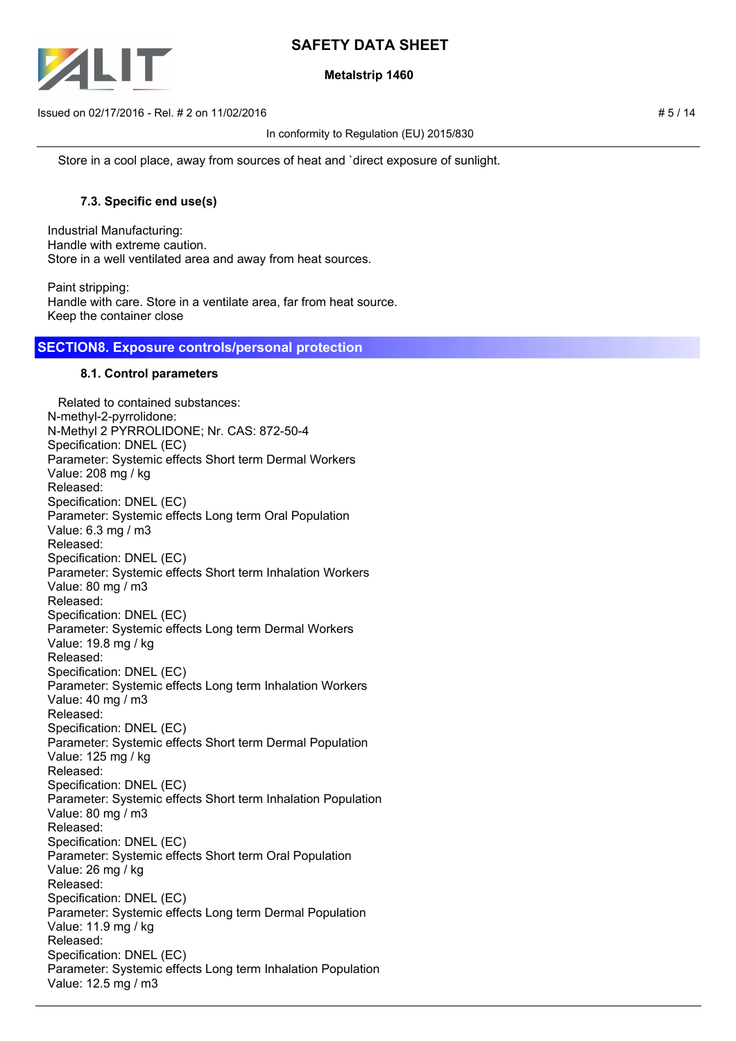Store in a cool place, away from sources of heat and `direct exposure of sunlight.

### 7.3. Specific end use(s)

Industrial Manufacturing:
Handle with extreme caution.
Store in a well ventilated area and away from heat sources.

Paint stripping:
Handle with care. Store in a ventilate area, far from heat source.
Keep the container close

## SECTION8. Exposure controls/personal protection

### 8.1. Control parameters

Related to contained substances:
N-methyl-2-pyrrolidone:
N-Methyl 2 PYRROLIDONE; Nr. CAS: 872-50-4
Specification: DNEL (EC)
Parameter: Systemic effects Short term Dermal Workers
Value: 208 mg / kg
Released:
Specification: DNEL (EC)
Parameter: Systemic effects Long term Oral Population
Value: 6.3 mg / m3
Released:
Specification: DNEL (EC)
Parameter: Systemic effects Short term Inhalation Workers
Value: 80 mg / m3
Released:
Specification: DNEL (EC)
Parameter: Systemic effects Long term Dermal Workers
Value: 19.8 mg / kg
Released:
Specification: DNEL (EC)
Parameter: Systemic effects Long term Inhalation Workers
Value: 40 mg / m3
Released:
Specification: DNEL (EC)
Parameter: Systemic effects Short term Dermal Population
Value: 125 mg / kg
Released:
Specification: DNEL (EC)
Parameter: Systemic effects Short term Inhalation Population
Value: 80 mg / m3
Released:
Specification: DNEL (EC)
Parameter: Systemic effects Short term Oral Population
Value: 26 mg / kg
Released:
Specification: DNEL (EC)
Parameter: Systemic effects Long term Dermal Population
Value: 11.9 mg / kg
Released:
Specification: DNEL (EC)
Parameter: Systemic effects Long term Inhalation Population
Value: 12.5 mg / m3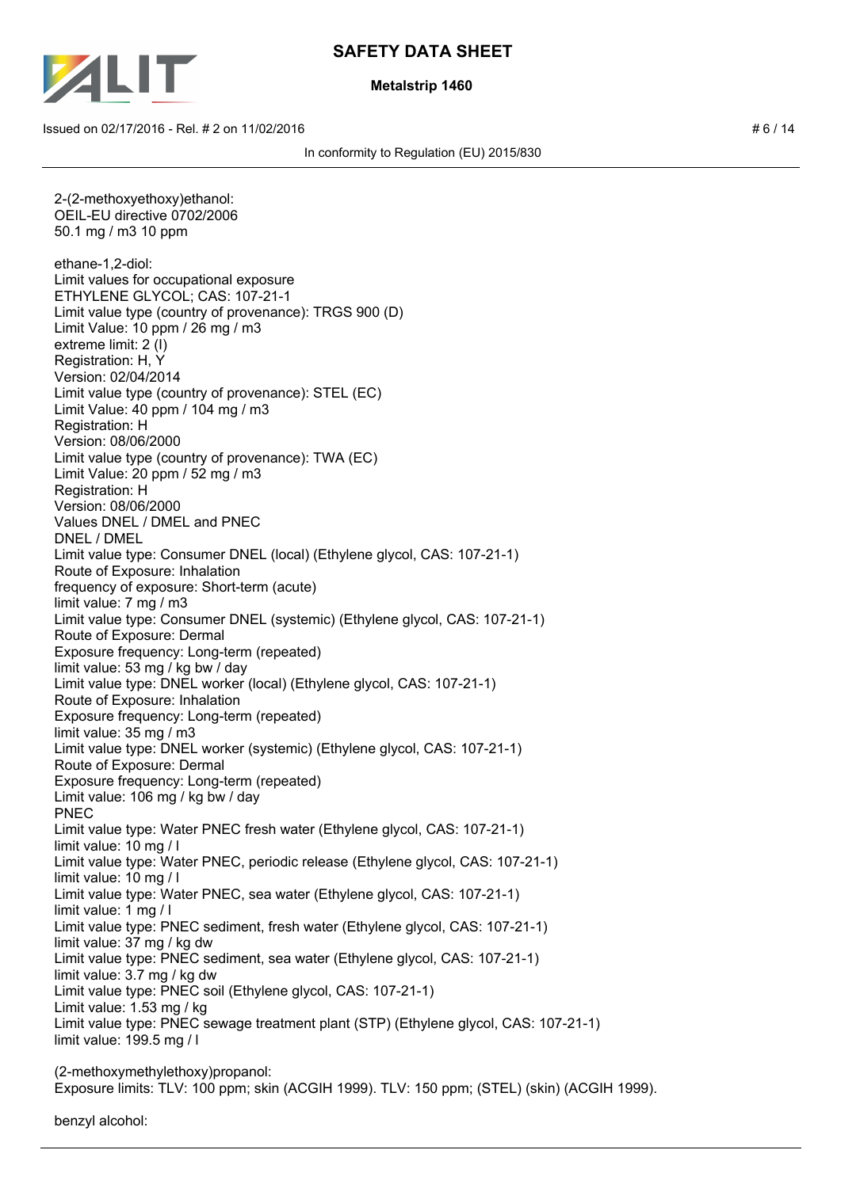2-(2-methoxyethoxy)ethanol:
OEIL-EU directive 0702/2006
50.1 mg / m3 10 ppm

ethane-1,2-diol:
Limit values for occupational exposure
ETHYLENE GLYCOL; CAS: 107-21-1
Limit value type (country of provenance): TRGS 900 (D)
Limit Value: 10 ppm / 26 mg / m3
extreme limit: 2 (I)
Registration: H, Y
Version: 02/04/2014
Limit value type (country of provenance): STEL (EC)
Limit Value: 40 ppm / 104 mg / m3
Registration: H
Version: 08/06/2000
Limit value type (country of provenance): TWA (EC)
Limit Value: 20 ppm / 52 mg / m3
Registration: H
Version: 08/06/2000
Values DNEL / DMEL and PNEC
DNEL / DMEL
Limit value type: Consumer DNEL (local) (Ethylene glycol, CAS: 107-21-1)
Route of Exposure: Inhalation
frequency of exposure: Short-term (acute)
limit value: 7 mg / m3
Limit value type: Consumer DNEL (systemic) (Ethylene glycol, CAS: 107-21-1)
Route of Exposure: Dermal
Exposure frequency: Long-term (repeated)
limit value: 53 mg / kg bw / day
Limit value type: DNEL worker (local) (Ethylene glycol, CAS: 107-21-1)
Route of Exposure: Inhalation
Exposure frequency: Long-term (repeated)
limit value: 35 mg / m3
Limit value type: DNEL worker (systemic) (Ethylene glycol, CAS: 107-21-1)
Route of Exposure: Dermal
Exposure frequency: Long-term (repeated)
Limit value: 106 mg / kg bw / day
PNEC
Limit value type: Water PNEC fresh water (Ethylene glycol, CAS: 107-21-1)
limit value: 10 mg / l
Limit value type: Water PNEC, periodic release (Ethylene glycol, CAS: 107-21-1)
limit value: 10 mg / l
Limit value type: Water PNEC, sea water (Ethylene glycol, CAS: 107-21-1)
limit value: 1 mg / l
Limit value type: PNEC sediment, fresh water (Ethylene glycol, CAS: 107-21-1)
limit value: 37 mg / kg dw
Limit value type: PNEC sediment, sea water (Ethylene glycol, CAS: 107-21-1)
limit value: 3.7 mg / kg dw
Limit value type: PNEC soil (Ethylene glycol, CAS: 107-21-1)
Limit value: 1.53 mg / kg
Limit value type: PNEC sewage treatment plant (STP) (Ethylene glycol, CAS: 107-21-1)
limit value: 199.5 mg / l

(2-methoxymethylethoxy)propanol:
Exposure limits: TLV: 100 ppm; skin (ACGIH 1999). TLV: 150 ppm; (STEL) (skin) (ACGIH 1999).

benzyl alcohol: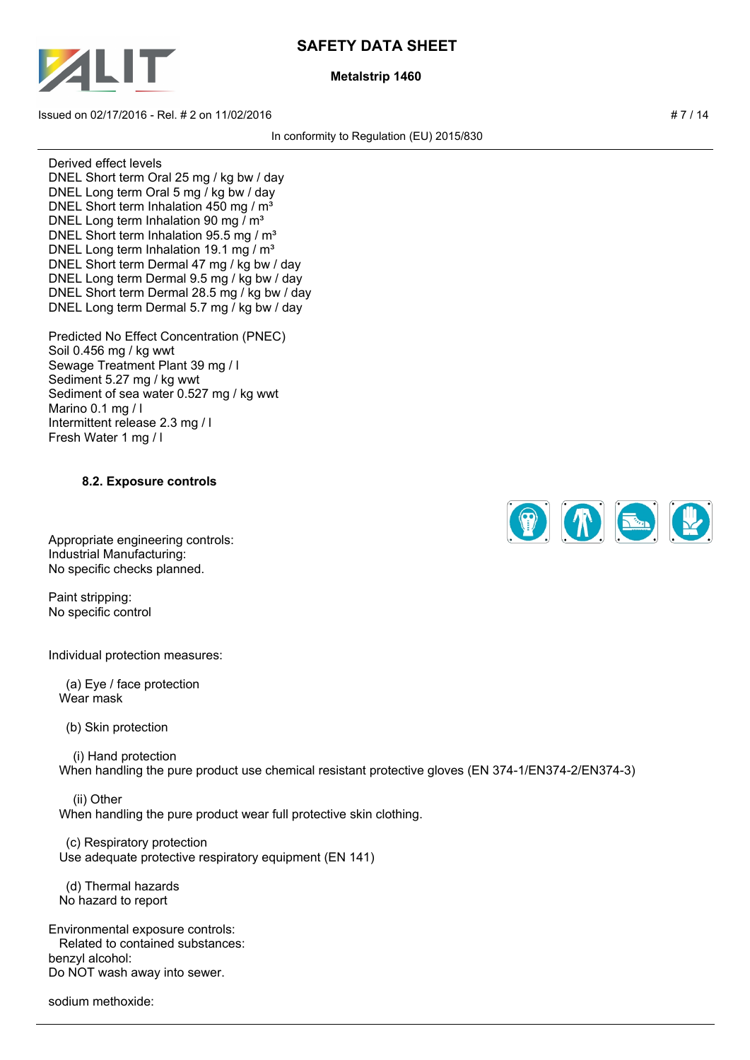Derived effect levels
DNEL Short term Oral 25 mg / kg bw / day
DNEL Long term Oral 5 mg / kg bw / day
DNEL Short term Inhalation 450 mg / m³
DNEL Long term Inhalation 90 mg / m³
DNEL Short term Inhalation 95.5 mg / m³
DNEL Long term Inhalation 19.1 mg / m³
DNEL Short term Dermal 47 mg / kg bw / day
DNEL Long term Dermal 9.5 mg / kg bw / day
DNEL Short term Dermal 28.5 mg / kg bw / day
DNEL Long term Dermal 5.7 mg / kg bw / day

Predicted No Effect Concentration (PNEC)
Soil 0.456 mg / kg wwt
Sewage Treatment Plant 39 mg / l
Sediment 5.27 mg / kg wwt
Sediment of sea water 0.527 mg / kg wwt
Marino 0.1 mg / l
Intermittent release 2.3 mg / l
Fresh Water 1 mg / l

### 8.2. Exposure controls

Appropriate engineering controls:
Industrial Manufacturing:
No specific checks planned.

Paint stripping:
No specific control

Individual protection measures:

(a) Eye / face protection
Wear mask

(b) Skin protection

(i) Hand protection
When handling the pure product use chemical resistant protective gloves (EN 374-1/EN374-2/EN374-3)

(ii) Other
When handling the pure product wear full protective skin clothing.

(c) Respiratory protection
Use adequate protective respiratory equipment (EN 141)

(d) Thermal hazards
No hazard to report

Environmental exposure controls:
Related to contained substances:
benzyl alcohol:
Do NOT wash away into sewer.

sodium methoxide: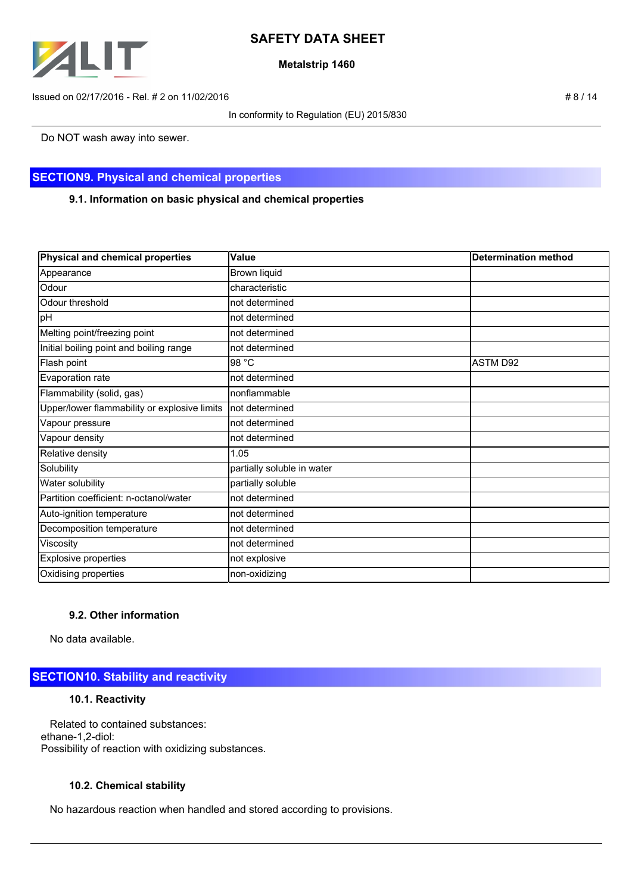Do NOT wash away into sewer.

## SECTION9. Physical and chemical properties

### 9.1. Information on basic physical and chemical properties

| Physical and chemical properties | Value | Determination method |
|---|---|---|
| Appearance | Brown liquid | |
| Odour | characteristic | |
| Odour threshold | not determined | |
| pH | not determined | |
| Melting point/freezing point | not determined | |
| Initial boiling point and boiling range | not determined | |
| Flash point | 98 °C | ASTM D92 |
| Evaporation rate | not determined | |
| Flammability (solid, gas) | nonflammable | |
| Upper/lower flammability or explosive limits | not determined | |
| Vapour pressure | not determined | |
| Vapour density | not determined | |
| Relative density | 1.05 | |
| Solubility | partially soluble in water | |
| Water solubility | partially soluble | |
| Partition coefficient: n-octanol/water | not determined | |
| Auto-ignition temperature | not determined | |
| Decomposition temperature | not determined | |
| Viscosity | not determined | |
| Explosive properties | not explosive | |
| Oxidising properties | non-oxidizing | |

### 9.2. Other information

No data available.

## SECTION10. Stability and reactivity

### 10.1. Reactivity

Related to contained substances:
ethane-1,2-diol:
Possibility of reaction with oxidizing substances.

### 10.2. Chemical stability

No hazardous reaction when handled and stored according to provisions.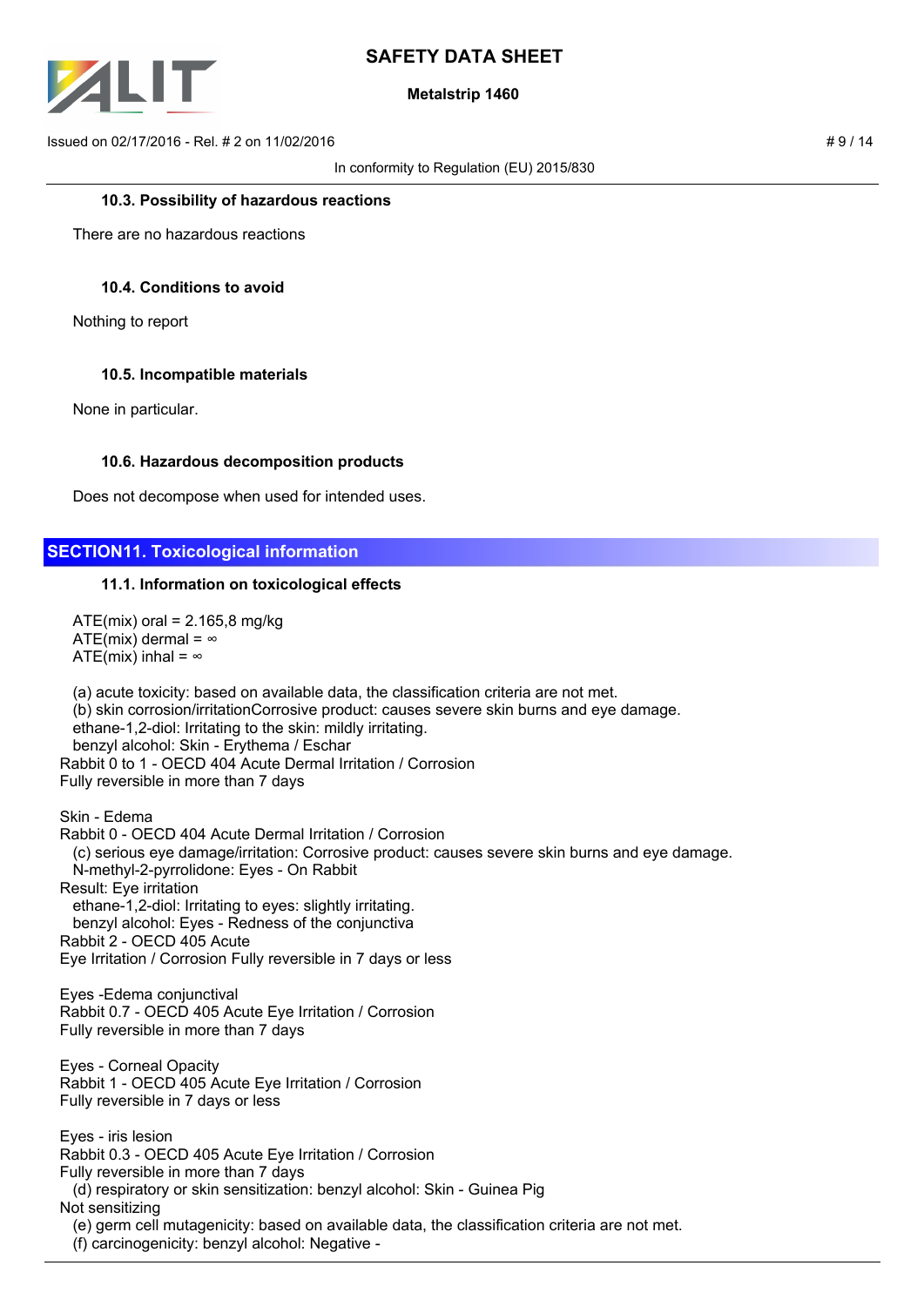#### 10.3. Possibility of hazardous reactions

There are no hazardous reactions

#### 10.4. Conditions to avoid

Nothing to report

#### 10.5. Incompatible materials

None in particular.

#### 10.6. Hazardous decomposition products

Does not decompose when used for intended uses.

## SECTION11. Toxicological information

#### 11.1. Information on toxicological effects

ATE(mix) oral = 2.165,8 mg/kg
ATE(mix) dermal = ∞
ATE(mix) inhal = ∞

(a) acute toxicity: based on available data, the classification criteria are not met.
(b) skin corrosion/irritationCorrosive product: causes severe skin burns and eye damage.
ethane-1,2-diol: Irritating to the skin: mildly irritating.
benzyl alcohol: Skin - Erythema / Eschar
Rabbit 0 to 1 - OECD 404 Acute Dermal Irritation / Corrosion
Fully reversible in more than 7 days

Skin - Edema
Rabbit 0 - OECD 404 Acute Dermal Irritation / Corrosion
(c) serious eye damage/irritation: Corrosive product: causes severe skin burns and eye damage.
N-methyl-2-pyrrolidone: Eyes - On Rabbit
Result: Eye irritation
ethane-1,2-diol: Irritating to eyes: slightly irritating.
benzyl alcohol: Eyes - Redness of the conjunctiva
Rabbit 2 - OECD 405 Acute
Eye Irritation / Corrosion Fully reversible in 7 days or less

Eyes -Edema conjunctival
Rabbit 0.7 - OECD 405 Acute Eye Irritation / Corrosion
Fully reversible in more than 7 days

Eyes - Corneal Opacity
Rabbit 1 - OECD 405 Acute Eye Irritation / Corrosion
Fully reversible in 7 days or less

Eyes - iris lesion
Rabbit 0.3 - OECD 405 Acute Eye Irritation / Corrosion
Fully reversible in more than 7 days
(d) respiratory or skin sensitization: benzyl alcohol: Skin - Guinea Pig
Not sensitizing
(e) germ cell mutagenicity: based on available data, the classification criteria are not met.
(f) carcinogenicity: benzyl alcohol: Negative -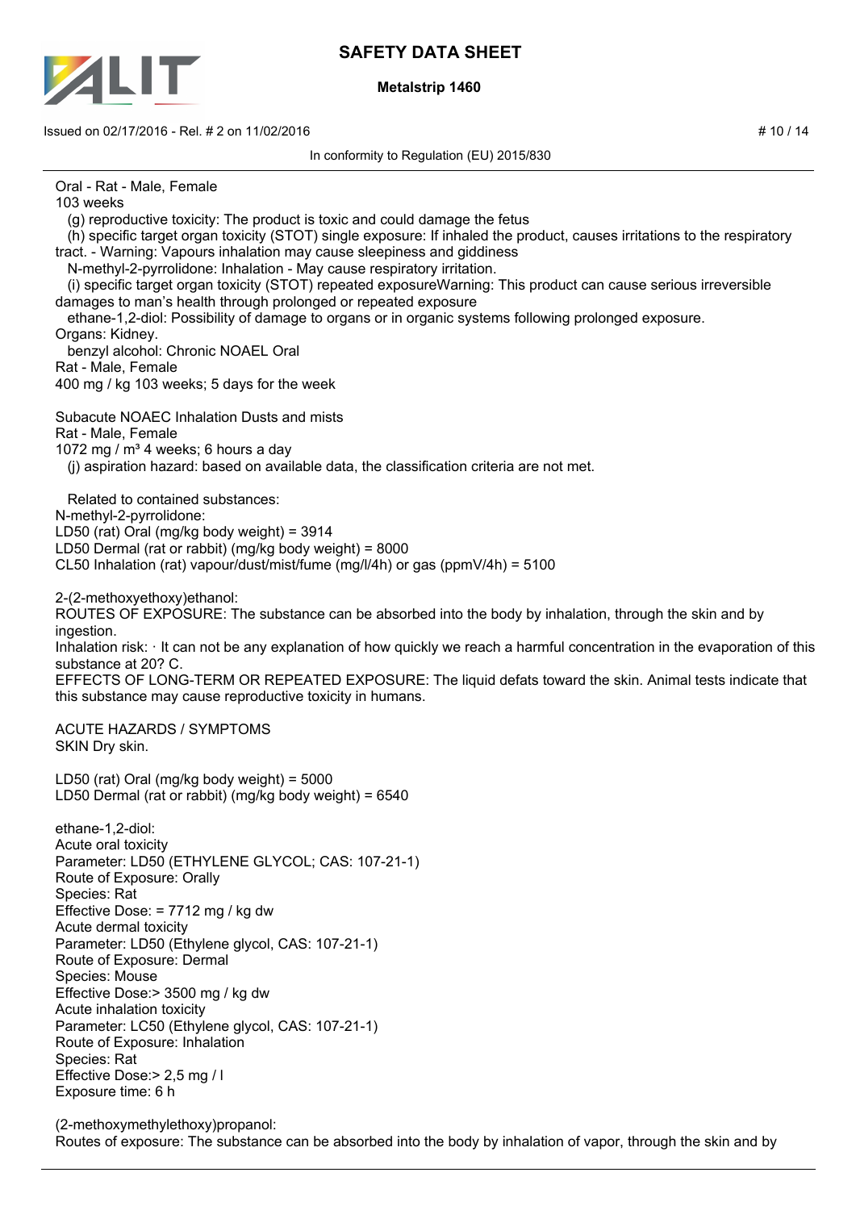Oral - Rat - Male, Female
103 weeks

(g) reproductive toxicity: The product is toxic and could damage the fetus

(h) specific target organ toxicity (STOT) single exposure: If inhaled the product, causes irritations to the respiratory tract. - Warning: Vapours inhalation may cause sleepiness and giddiness

N-methyl-2-pyrrolidone: Inhalation - May cause respiratory irritation.

(i) specific target organ toxicity (STOT) repeated exposureWarning: This product can cause serious irreversible damages to man's health through prolonged or repeated exposure

ethane-1,2-diol: Possibility of damage to organs or in organic systems following prolonged exposure.
Organs: Kidney.

benzyl alcohol: Chronic NOAEL Oral
Rat - Male, Female
400 mg / kg 103 weeks; 5 days for the week

Subacute NOAEC Inhalation Dusts and mists
Rat - Male, Female
1072 mg / m³ 4 weeks; 6 hours a day

(j) aspiration hazard: based on available data, the classification criteria are not met.

Related to contained substances:
N-methyl-2-pyrrolidone:
LD50 (rat) Oral (mg/kg body weight) = 3914
LD50 Dermal (rat or rabbit) (mg/kg body weight) = 8000
CL50 Inhalation (rat) vapour/dust/mist/fume (mg/l/4h) or gas (ppmV/4h) = 5100

2-(2-methoxyethoxy)ethanol:
ROUTES OF EXPOSURE: The substance can be absorbed into the body by inhalation, through the skin and by ingestion.
Inhalation risk: · It can not be any explanation of how quickly we reach a harmful concentration in the evaporation of this substance at 20? C.
EFFECTS OF LONG-TERM OR REPEATED EXPOSURE: The liquid defats toward the skin. Animal tests indicate that this substance may cause reproductive toxicity in humans.

ACUTE HAZARDS / SYMPTOMS
SKIN Dry skin.

LD50 (rat) Oral (mg/kg body weight) = 5000
LD50 Dermal (rat or rabbit) (mg/kg body weight) = 6540

ethane-1,2-diol:
Acute oral toxicity
Parameter: LD50 (ETHYLENE GLYCOL; CAS: 107-21-1)
Route of Exposure: Orally
Species: Rat
Effective Dose: = 7712 mg / kg dw
Acute dermal toxicity
Parameter: LD50 (Ethylene glycol, CAS: 107-21-1)
Route of Exposure: Dermal
Species: Mouse
Effective Dose:> 3500 mg / kg dw
Acute inhalation toxicity
Parameter: LC50 (Ethylene glycol, CAS: 107-21-1)
Route of Exposure: Inhalation
Species: Rat
Effective Dose:> 2,5 mg / l
Exposure time: 6 h

(2-methoxymethylethoxy)propanol:
Routes of exposure: The substance can be absorbed into the body by inhalation of vapor, through the skin and by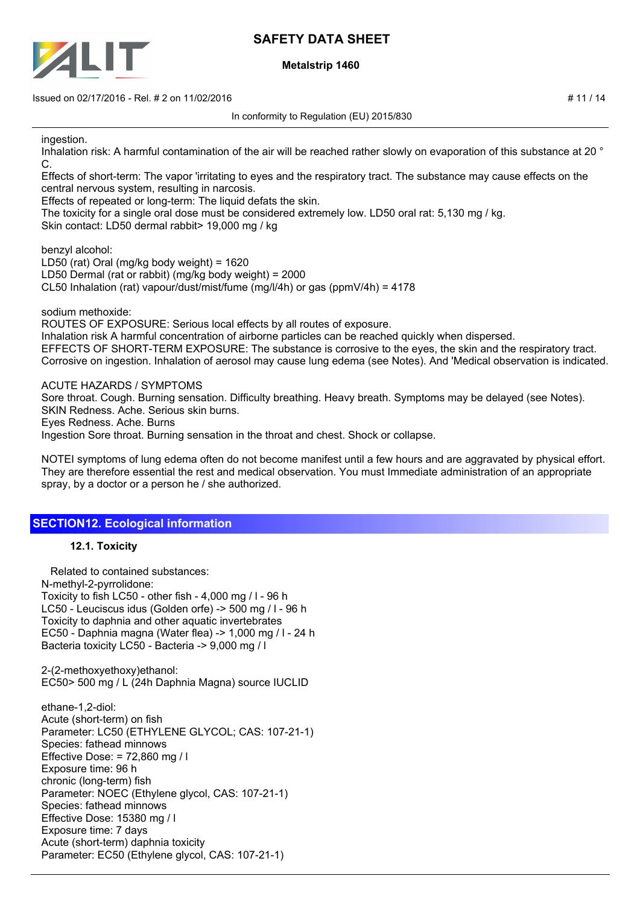ingestion.

Inhalation risk: A harmful contamination of the air will be reached rather slowly on evaporation of this substance at 20 ° C.

Effects of short-term: The vapor 'irritating to eyes and the respiratory tract. The substance may cause effects on the central nervous system, resulting in narcosis.

Effects of repeated or long-term: The liquid defats the skin.

The toxicity for a single oral dose must be considered extremely low. LD50 oral rat: 5,130 mg / kg.

Skin contact: LD50 dermal rabbit> 19,000 mg / kg

benzyl alcohol:

LD50 (rat) Oral (mg/kg body weight) = 1620

LD50 Dermal (rat or rabbit) (mg/kg body weight) = 2000

CL50 Inhalation (rat) vapour/dust/mist/fume (mg/l/4h) or gas (ppmV/4h) = 4178

sodium methoxide:

ROUTES OF EXPOSURE: Serious local effects by all routes of exposure.

Inhalation risk A harmful concentration of airborne particles can be reached quickly when dispersed.

EFFECTS OF SHORT-TERM EXPOSURE: The substance is corrosive to the eyes, the skin and the respiratory tract. Corrosive on ingestion. Inhalation of aerosol may cause lung edema (see Notes). And 'Medical observation is indicated.

ACUTE HAZARDS / SYMPTOMS

Sore throat. Cough. Burning sensation. Difficulty breathing. Heavy breath. Symptoms may be delayed (see Notes).

SKIN Redness. Ache. Serious skin burns.

Eyes Redness. Ache. Burns

Ingestion Sore throat. Burning sensation in the throat and chest. Shock or collapse.

NOTEI symptoms of lung edema often do not become manifest until a few hours and are aggravated by physical effort. They are therefore essential the rest and medical observation. You must Immediate administration of an appropriate spray, by a doctor or a person he / she authorized.

## SECTION12. Ecological information

### 12.1. Toxicity

Related to contained substances:

N-methyl-2-pyrrolidone:

Toxicity to fish LC50 - other fish - 4,000 mg / l - 96 h

LC50 - Leuciscus idus (Golden orfe) -> 500 mg / l - 96 h

Toxicity to daphnia and other aquatic invertebrates

EC50 - Daphnia magna (Water flea) -> 1,000 mg / l - 24 h

Bacteria toxicity LC50 - Bacteria -> 9,000 mg / l

2-(2-methoxyethoxy)ethanol:

EC50> 500 mg / L (24h Daphnia Magna) source IUCLID

ethane-1,2-diol:

Acute (short-term) on fish

Parameter: LC50 (ETHYLENE GLYCOL; CAS: 107-21-1)

Species: fathead minnows

Effective Dose: = 72,860 mg / l

Exposure time: 96 h

chronic (long-term) fish

Parameter: NOEC (Ethylene glycol, CAS: 107-21-1)

Species: fathead minnows

Effective Dose: 15380 mg / l

Exposure time: 7 days

Acute (short-term) daphnia toxicity

Parameter: EC50 (Ethylene glycol, CAS: 107-21-1)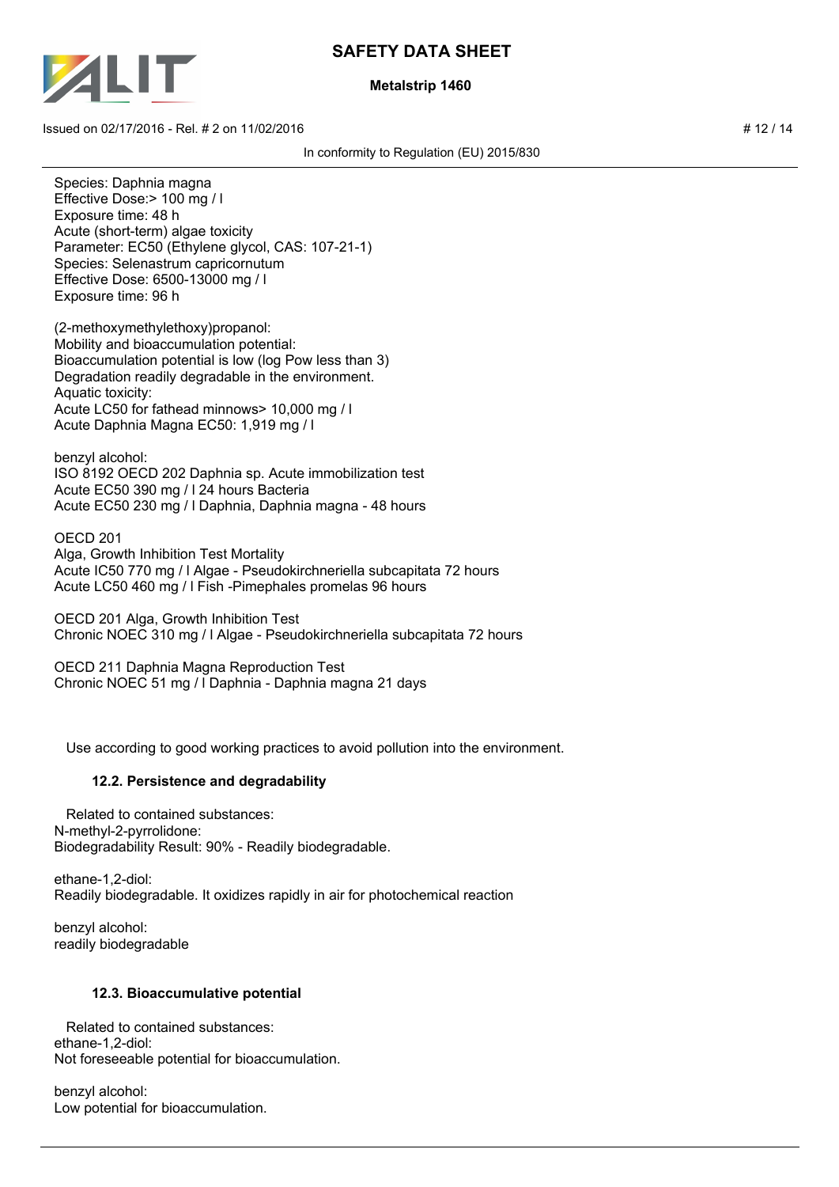Species: Daphnia magna
Effective Dose:> 100 mg / l
Exposure time: 48 h
Acute (short-term) algae toxicity
Parameter: EC50 (Ethylene glycol, CAS: 107-21-1)
Species: Selenastrum capricornutum
Effective Dose: 6500-13000 mg / l
Exposure time: 96 h

(2-methoxymethylethoxy)propanol:
Mobility and bioaccumulation potential:
Bioaccumulation potential is low (log Pow less than 3)
Degradation readily degradable in the environment.
Aquatic toxicity:
Acute LC50 for fathead minnows> 10,000 mg / l
Acute Daphnia Magna EC50: 1,919 mg / l

benzyl alcohol:
ISO 8192 OECD 202 Daphnia sp. Acute immobilization test
Acute EC50 390 mg / l 24 hours Bacteria
Acute EC50 230 mg / l Daphnia, Daphnia magna - 48 hours

OECD 201
Alga, Growth Inhibition Test Mortality
Acute IC50 770 mg / l Algae - Pseudokirchneriella subcapitata 72 hours
Acute LC50 460 mg / l Fish -Pimephales promelas 96 hours

OECD 201 Alga, Growth Inhibition Test
Chronic NOEC 310 mg / l Algae - Pseudokirchneriella subcapitata 72 hours

OECD 211 Daphnia Magna Reproduction Test
Chronic NOEC 51 mg / l Daphnia - Daphnia magna 21 days

Use according to good working practices to avoid pollution into the environment.

### 12.2. Persistence and degradability

Related to contained substances:
N-methyl-2-pyrrolidone:
Biodegradability Result: 90% - Readily biodegradable.

ethane-1,2-diol:
Readily biodegradable. It oxidizes rapidly in air for photochemical reaction

benzyl alcohol:
readily biodegradable

### 12.3. Bioaccumulative potential

Related to contained substances:
ethane-1,2-diol:
Not foreseeable potential for bioaccumulation.

benzyl alcohol:
Low potential for bioaccumulation.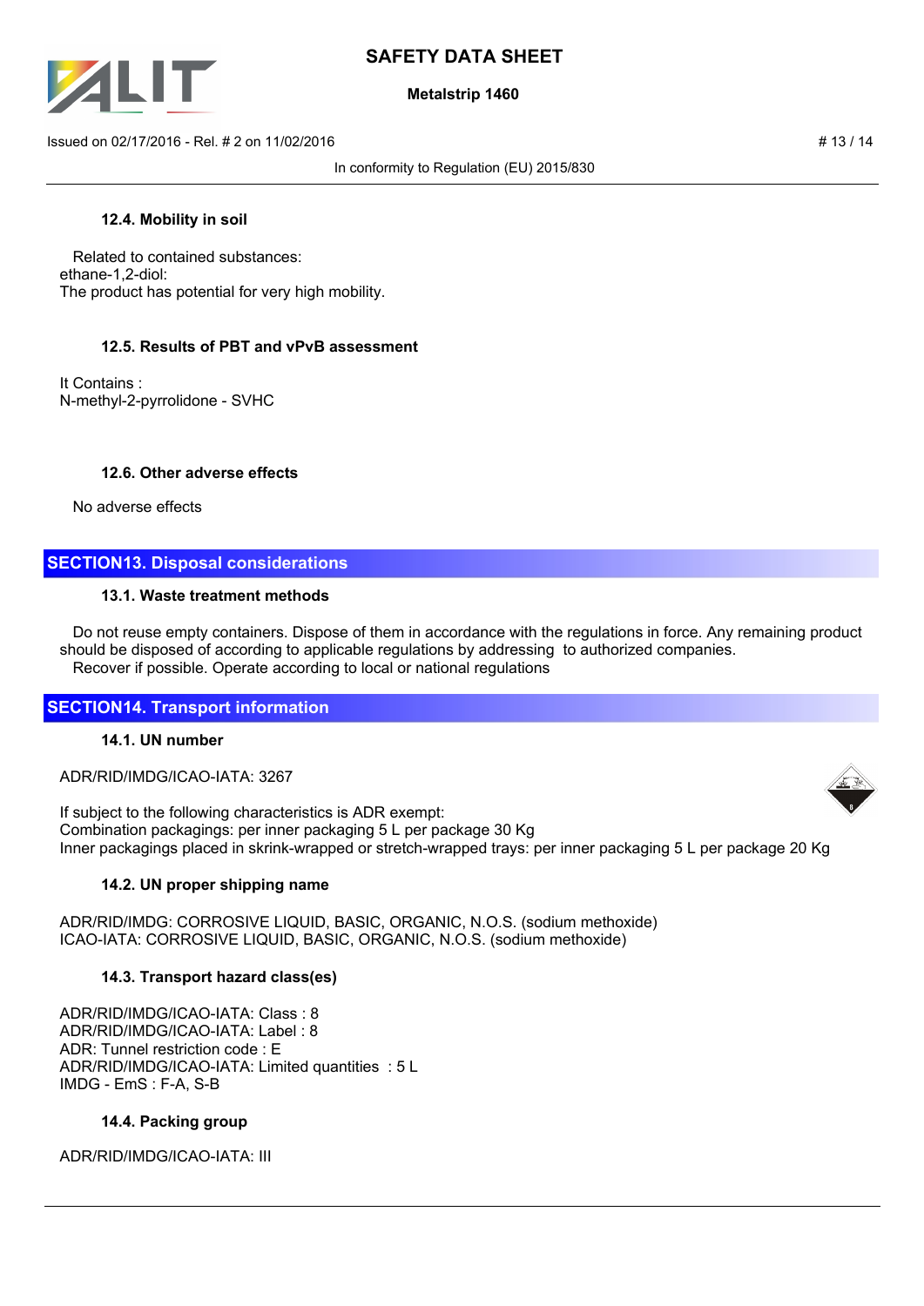### 12.4. Mobility in soil

Related to contained substances:
ethane-1,2-diol:
The product has potential for very high mobility.

### 12.5. Results of PBT and vPvB assessment

It Contains :
N-methyl-2-pyrrolidone - SVHC

### 12.6. Other adverse effects

No adverse effects

## SECTION13. Disposal considerations

### 13.1. Waste treatment methods

Do not reuse empty containers. Dispose of them in accordance with the regulations in force. Any remaining product should be disposed of according to applicable regulations by addressing to authorized companies.
Recover if possible. Operate according to local or national regulations

## SECTION14. Transport information

### 14.1. UN number

ADR/RID/IMDG/ICAO-IATA: 3267

If subject to the following characteristics is ADR exempt:
Combination packagings: per inner packaging 5 L per package 30 Kg
Inner packagings placed in skrink-wrapped or stretch-wrapped trays: per inner packaging 5 L per package 20 Kg

### 14.2. UN proper shipping name

ADR/RID/IMDG: CORROSIVE LIQUID, BASIC, ORGANIC, N.O.S. (sodium methoxide)
ICAO-IATA: CORROSIVE LIQUID, BASIC, ORGANIC, N.O.S. (sodium methoxide)

### 14.3. Transport hazard class(es)

ADR/RID/IMDG/ICAO-IATA: Class : 8
ADR/RID/IMDG/ICAO-IATA: Label : 8
ADR: Tunnel restriction code : E
ADR/RID/IMDG/ICAO-IATA: Limited quantities : 5 L
IMDG - EmS : F-A, S-B

### 14.4. Packing group

ADR/RID/IMDG/ICAO-IATA: III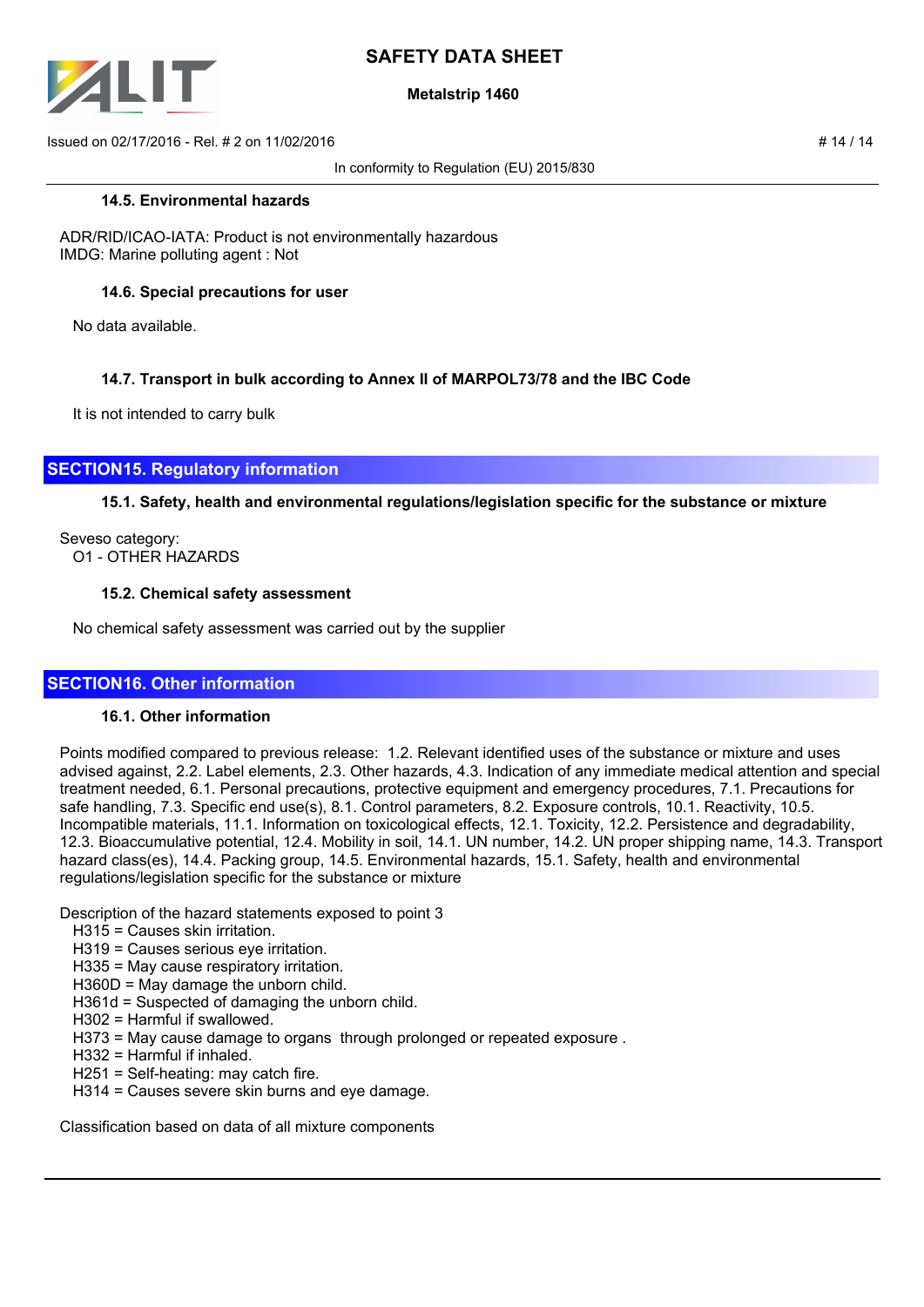### 14.5. Environmental hazards

ADR/RID/ICAO-IATA: Product is not environmentally hazardous
IMDG: Marine polluting agent : Not

### 14.6. Special precautions for user

No data available.

### 14.7. Transport in bulk according to Annex II of MARPOL73/78 and the IBC Code

It is not intended to carry bulk

## SECTION15. Regulatory information

### 15.1. Safety, health and environmental regulations/legislation specific for the substance or mixture

Seveso category:
O1 - OTHER HAZARDS

### 15.2. Chemical safety assessment

No chemical safety assessment was carried out by the supplier

## SECTION16. Other information

### 16.1. Other information

Points modified compared to previous release: 1.2. Relevant identified uses of the substance or mixture and uses advised against, 2.2. Label elements, 2.3. Other hazards, 4.3. Indication of any immediate medical attention and special treatment needed, 6.1. Personal precautions, protective equipment and emergency procedures, 7.1. Precautions for safe handling, 7.3. Specific end use(s), 8.1. Control parameters, 8.2. Exposure controls, 10.1. Reactivity, 10.5. Incompatible materials, 11.1. Information on toxicological effects, 12.1. Toxicity, 12.2. Persistence and degradability, 12.3. Bioaccumulative potential, 12.4. Mobility in soil, 14.1. UN number, 14.2. UN proper shipping name, 14.3. Transport hazard class(es), 14.4. Packing group, 14.5. Environmental hazards, 15.1. Safety, health and environmental regulations/legislation specific for the substance or mixture

Description of the hazard statements exposed to point 3
H315 = Causes skin irritation.
H319 = Causes serious eye irritation.
H335 = May cause respiratory irritation.
H360D = May damage the unborn child.
H361d = Suspected of damaging the unborn child.
H302 = Harmful if swallowed.
H373 = May cause damage to organs through prolonged or repeated exposure .
H332 = Harmful if inhaled.
H251 = Self-heating: may catch fire.
H314 = Causes severe skin burns and eye damage.

Classification based on data of all mixture components